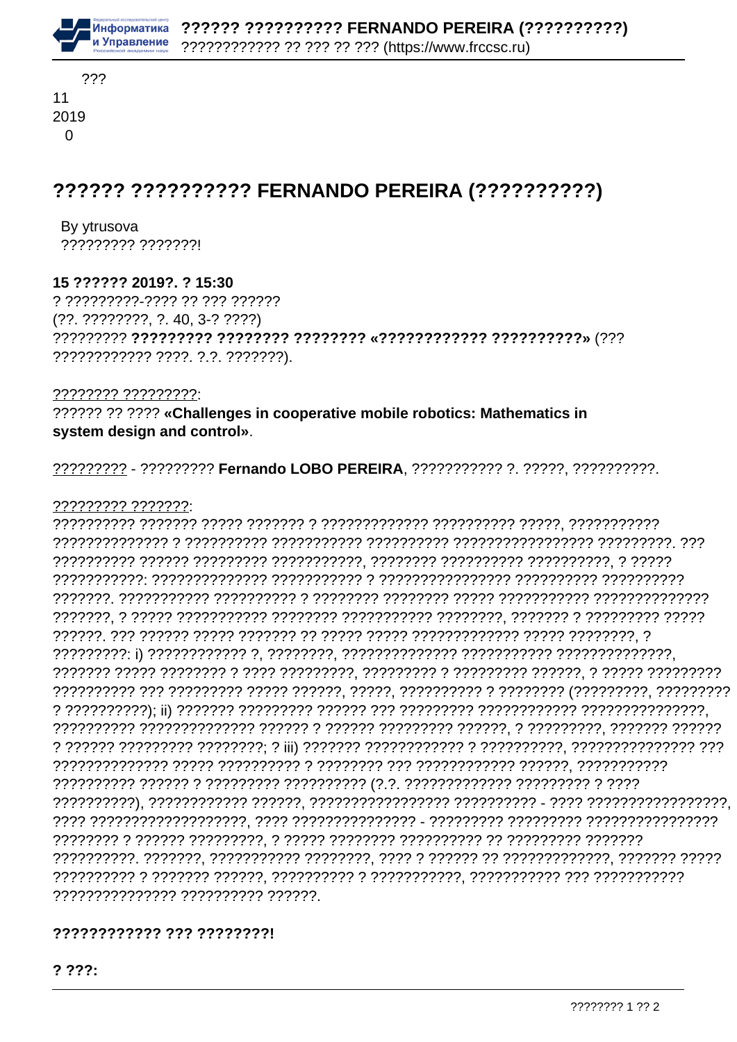???
11
2019
0

# ?????? ?????????? FERNANDO PEREIRA (??????????)

By ytrusova
????????? ???????!

**15 ?????? 2019?. ? 15:30**
? ?????????-???? ?? ??? ??????
(??. ????????, ?. 40, 3-? ????)
????????? **????????? ???????? ???????? «???????????? ??????????»** (???
???????????? ????. ?.?. ???????).

???????? ?????????:
?????? ?? ???? **«Challenges in cooperative mobile robotics: Mathematics in system design and control»**.

????????? - ????????? **Fernando LOBO PEREIRA**, ??????????? ?. ?????, ??????????.

????????? ???????:
?????????? ??????? ????? ??????? ? ????????????? ?????????? ?????, ??????????? ?????????????? ? ?????????? ??????????? ?????????? ???????????????? ?????????. ??? ?????????? ?????? ????????? ???????????, ???????? ?????????? ??????????, ? ????? ???????????: ?????????????? ??????????? ? ???????????????? ?????????? ?????????? ???????. ??????????? ?????????? ? ???????? ???????? ????? ??????????? ????????????? ???????, ? ????? ??????????? ???????? ??????????? ????????, ??????? ? ????????? ????? ??????. ??? ?????? ????? ??????? ?? ????? ????? ????????????? ????? ????????, ? ?????????: i) ???????????? ?, ????????, ?????????????? ??????????? ??????????????, ??????? ????? ???????? ? ???? ?????????, ????????? ? ????????? ??????, ? ????? ????????? ?????????? ??? ????????? ????? ??????, ?????, ?????????? ? ???????? (?????????, ????????? ? ??????????); ii) ??????? ????????? ?????? ??? ????????? ???????????? ???????????????, ?????????? ????????????? ?????? ? ?????? ????????? ??????, ? ?????????, ??????? ?????? ? ?????? ????????? ????????; ? iii) ??????? ???????????? ? ??????????, ??????????????? ??? ?????????????? ????? ?????????? ? ???????? ??? ???????????? ??????, ??????????? ?????????? ?????? ? ????????? ?????????? (?.?. ????????????? ????????? ? ???? ??????????), ???????????? ??????, ????????????????? ?????????? - ???? ?????????????????, ???? ??????????????????, ???? ??????????????? - ????????? ????????? ???????????????? ???????? ? ?????? ?????????, ? ????? ???????? ?????????? ?? ????????? ??????? ??????????. ???????, ??????????? ????????, ???? ? ?????? ?? ?????????????, ??????? ????? ?????????? ? ??????? ??????, ?????????? ? ???????????, ??????????? ??? ??????????? ??????????????? ?????????? ??????.

**???????????? ??? ????????!**

**? ???:**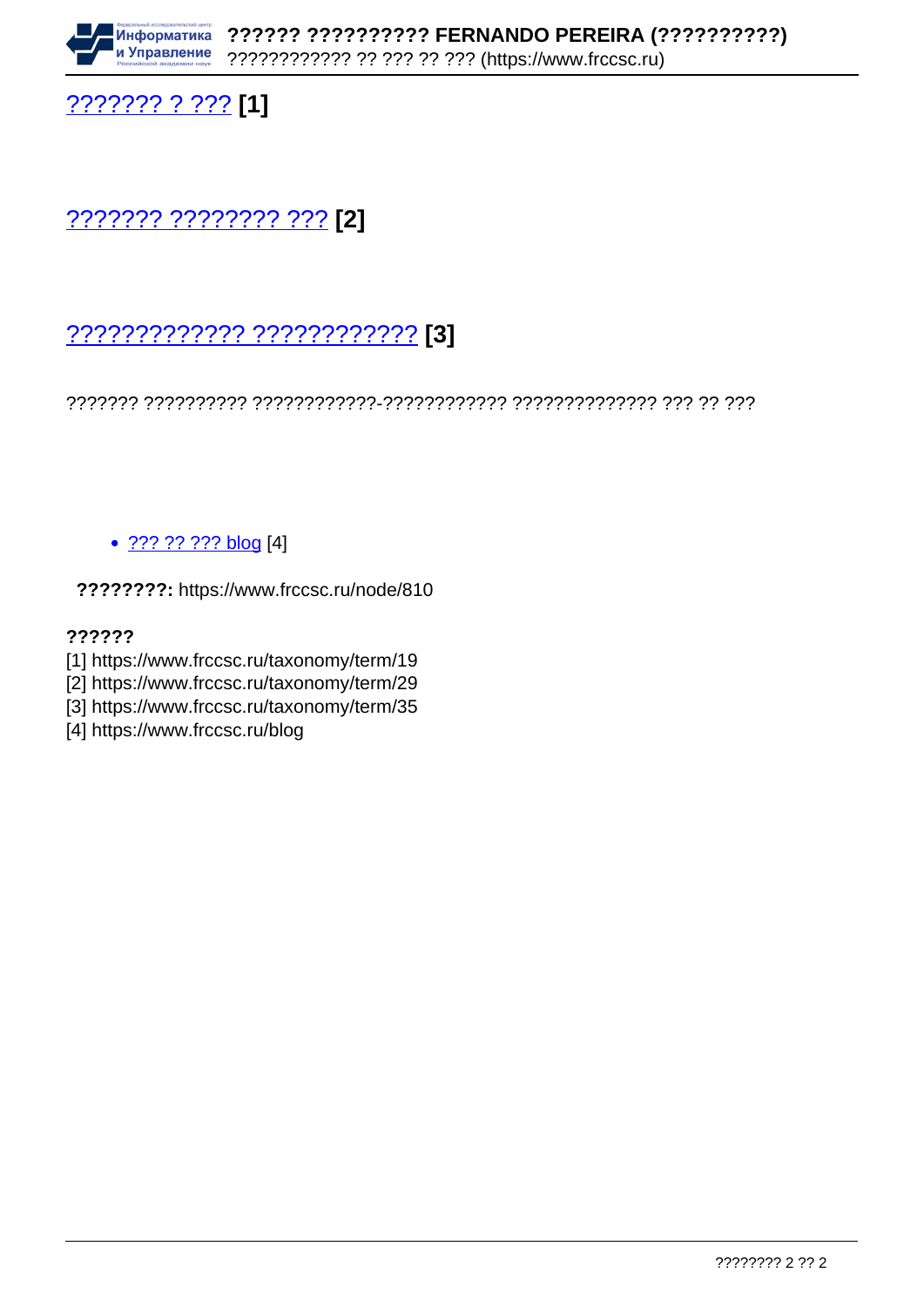## [??????? ? ???](https://www.frccsc.ru/taxonomy/term/19) [1]

## [??????? ???????? ???](https://www.frccsc.ru/taxonomy/term/29) [2]

## [????????????? ????????????](https://www.frccsc.ru/taxonomy/term/35) [3]

??????? ?????????? ????????????-???????????? ?????????????? ??? ?? ???

- [??? ?? ??? blog](https://www.frccsc.ru/blog) [4]

**????????:** https://www.frccsc.ru/node/810

**??????**

[1] https://www.frccsc.ru/taxonomy/term/19
[2] https://www.frccsc.ru/taxonomy/term/29
[3] https://www.frccsc.ru/taxonomy/term/35
[4] https://www.frccsc.ru/blog